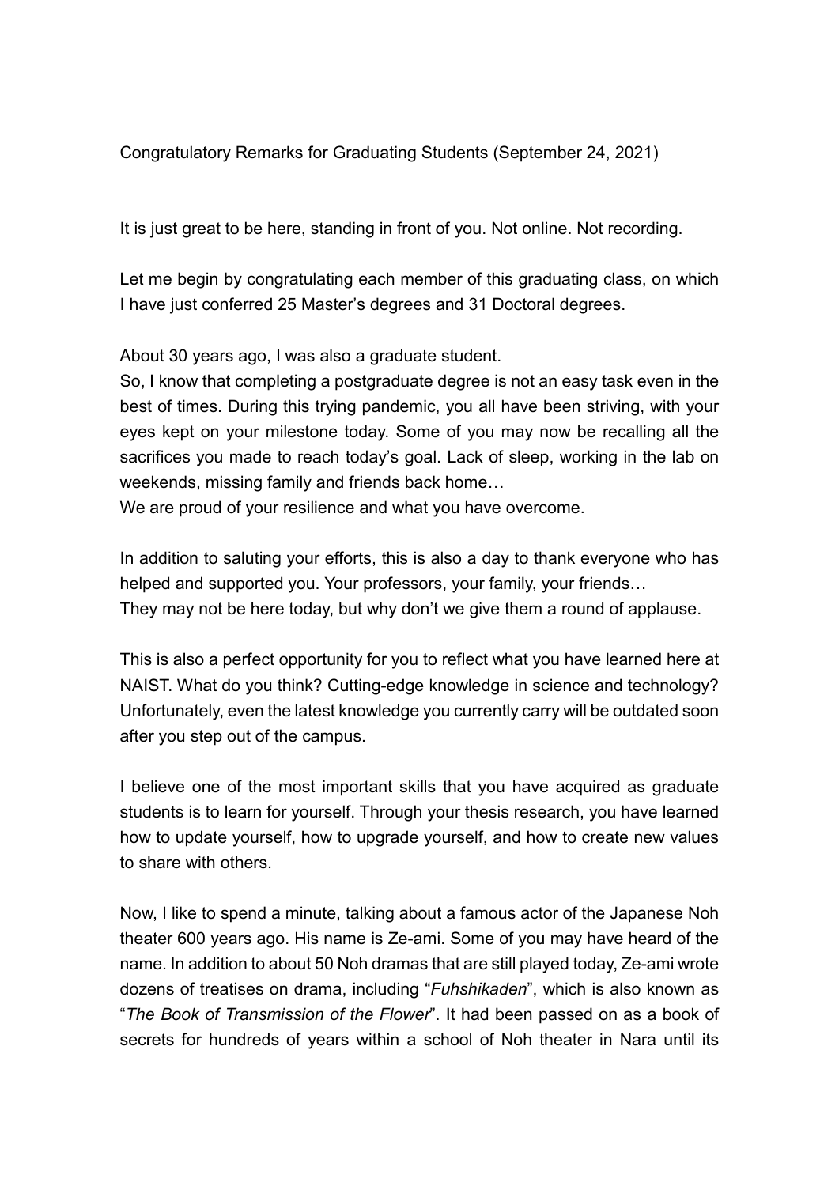Congratulatory Remarks for Graduating Students (September 24, 2021)

It is just great to be here, standing in front of you. Not online. Not recording.

Let me begin by congratulating each member of this graduating class, on which I have just conferred 25 Master's degrees and 31 Doctoral degrees.

About 30 years ago, I was also a graduate student.
So, I know that completing a postgraduate degree is not an easy task even in the best of times. During this trying pandemic, you all have been striving, with your eyes kept on your milestone today. Some of you may now be recalling all the sacrifices you made to reach today's goal. Lack of sleep, working in the lab on weekends, missing family and friends back home…
We are proud of your resilience and what you have overcome.

In addition to saluting your efforts, this is also a day to thank everyone who has helped and supported you. Your professors, your family, your friends…
They may not be here today, but why don't we give them a round of applause.

This is also a perfect opportunity for you to reflect what you have learned here at NAIST. What do you think? Cutting-edge knowledge in science and technology? Unfortunately, even the latest knowledge you currently carry will be outdated soon after you step out of the campus.

I believe one of the most important skills that you have acquired as graduate students is to learn for yourself. Through your thesis research, you have learned how to update yourself, how to upgrade yourself, and how to create new values to share with others.

Now, I like to spend a minute, talking about a famous actor of the Japanese Noh theater 600 years ago. His name is Ze-ami. Some of you may have heard of the name. In addition to about 50 Noh dramas that are still played today, Ze-ami wrote dozens of treatises on drama, including "*Fuhshikaden*", which is also known as "*The Book of Transmission of the Flower*". It had been passed on as a book of secrets for hundreds of years within a school of Noh theater in Nara until its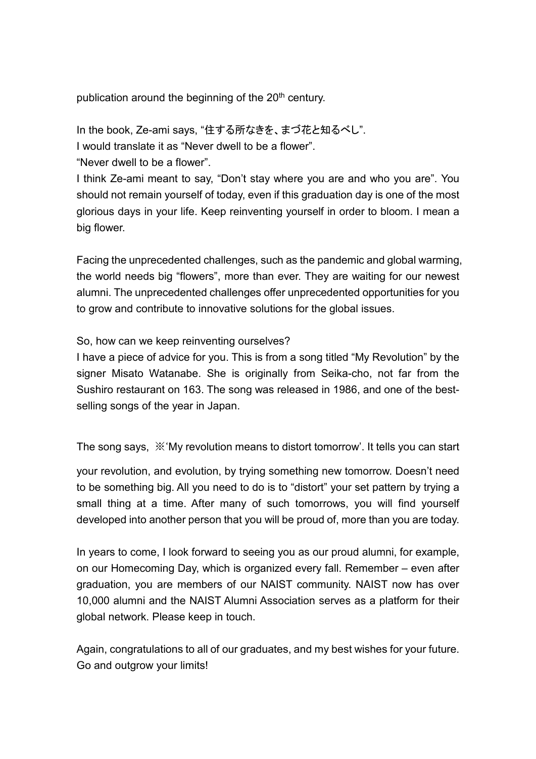publication around the beginning of the 20th century.

In the book, Ze-ami says, "住する所なきを、まづ花と知るべし".
I would translate it as "Never dwell to be a flower".
"Never dwell to be a flower".
I think Ze-ami meant to say, "Don't stay where you are and who you are". You should not remain yourself of today, even if this graduation day is one of the most glorious days in your life. Keep reinventing yourself in order to bloom. I mean a big flower.

Facing the unprecedented challenges, such as the pandemic and global warming, the world needs big "flowers", more than ever. They are waiting for our newest alumni. The unprecedented challenges offer unprecedented opportunities for you to grow and contribute to innovative solutions for the global issues.

So, how can we keep reinventing ourselves?
I have a piece of advice for you. This is from a song titled "My Revolution" by the signer Misato Watanabe. She is originally from Seika-cho, not far from the Sushiro restaurant on 163. The song was released in 1986, and one of the best-selling songs of the year in Japan.

The song says, ※'My revolution means to distort tomorrow'. It tells you can start your revolution, and evolution, by trying something new tomorrow. Doesn't need to be something big. All you need to do is to "distort" your set pattern by trying a small thing at a time. After many of such tomorrows, you will find yourself developed into another person that you will be proud of, more than you are today.

In years to come, I look forward to seeing you as our proud alumni, for example, on our Homecoming Day, which is organized every fall. Remember – even after graduation, you are members of our NAIST community. NAIST now has over 10,000 alumni and the NAIST Alumni Association serves as a platform for their global network. Please keep in touch.

Again, congratulations to all of our graduates, and my best wishes for your future. Go and outgrow your limits!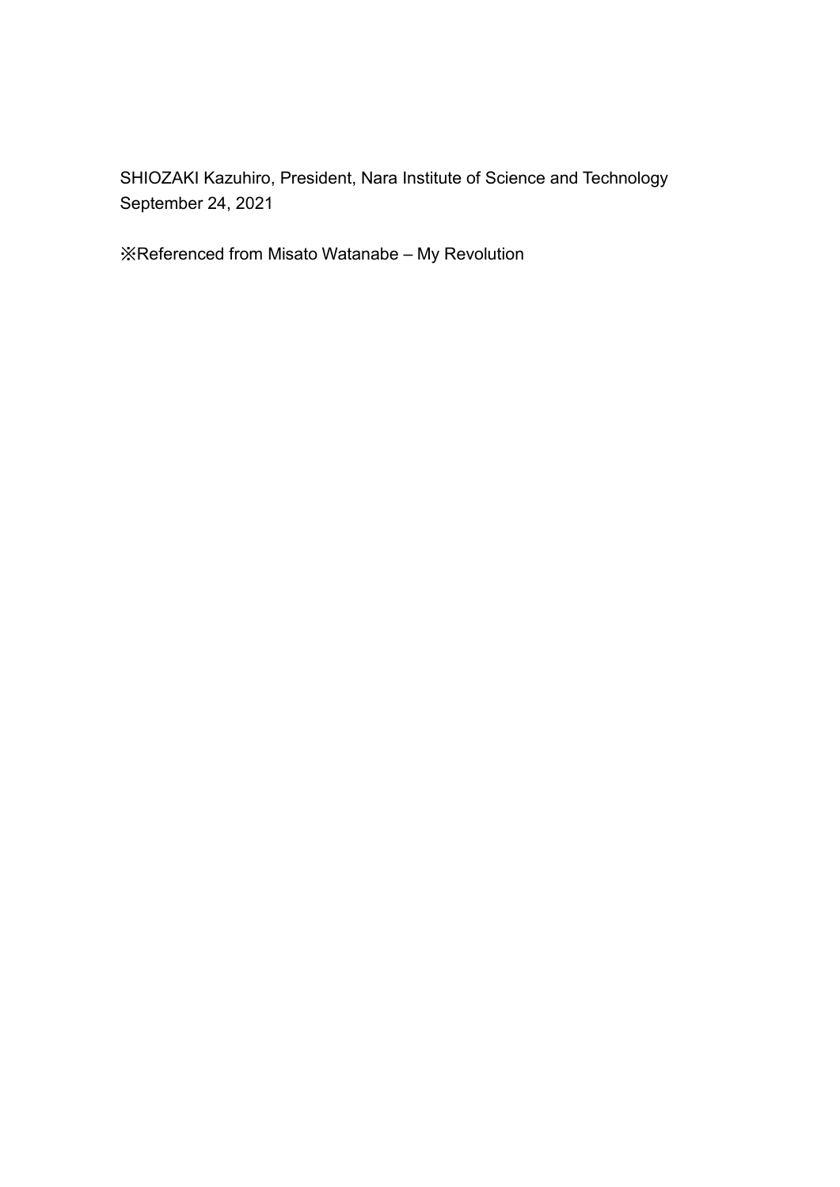SHIOZAKI Kazuhiro, President, Nara Institute of Science and Technology
September 24, 2021

※Referenced from Misato Watanabe – My Revolution